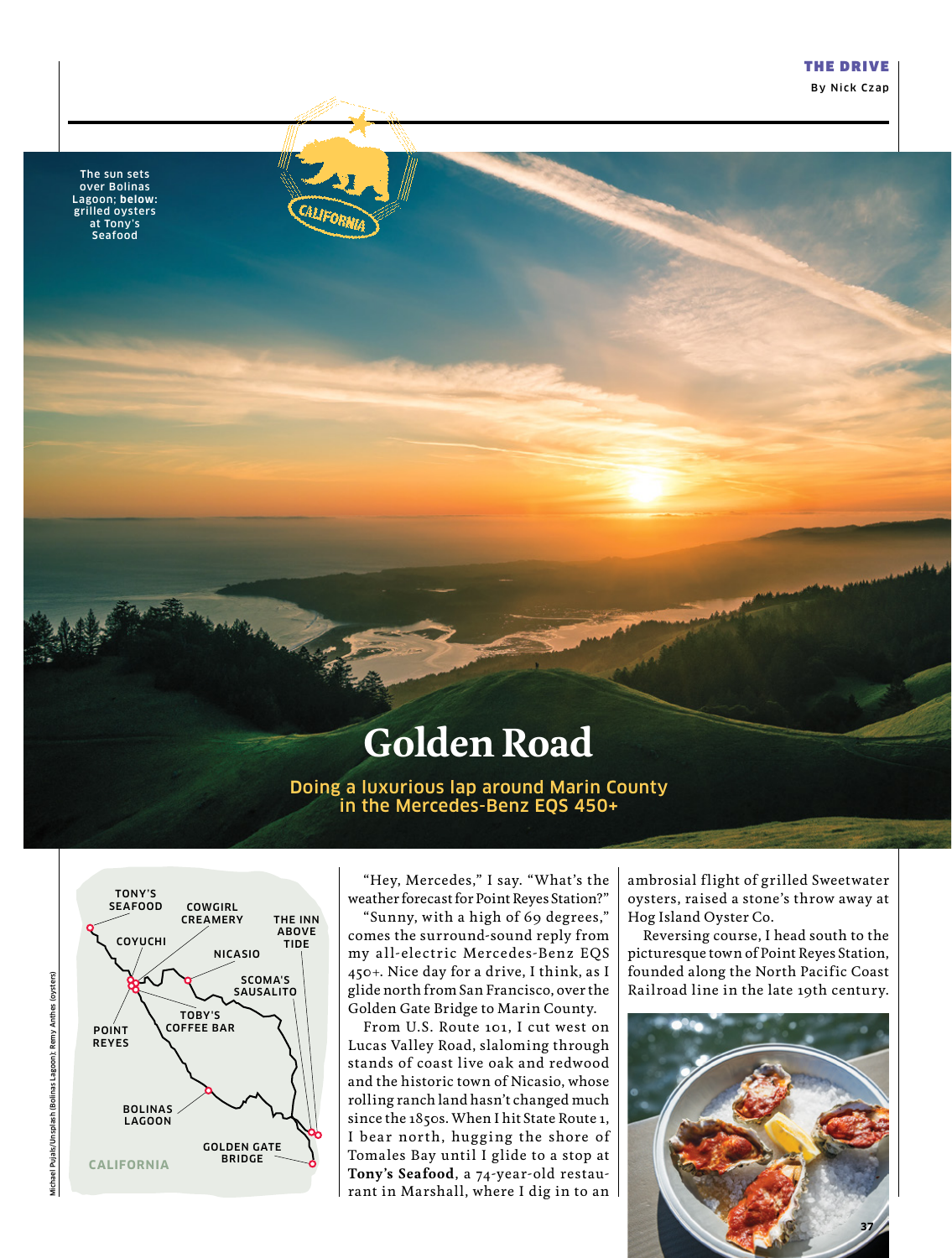# Golden Road

**Doing a luxurious lap around Marin County in the Mercedes-Benz EQS 450+**

By Nick Czap

The sun sets over Bolinas Lagoon; **below:** grilled oysters at Tony's Seafood

TONY'S SEAFOOD · COWGIRL CREAMERY · THE INN ABOVE TIDE · COYUCHI · NICASIO · SCOMA'S SAUSALITO · TOBY'S COFFEE BAR · POINT REYES · BOLINAS LAGOON · GOLDEN GATE BRIDGE · CALIFORNIA

"Hey, Mercedes," I say. "What's the weather forecast for Point Reyes Station?"

"Sunny, with a high of 69 degrees," comes the surround-sound reply from my all-electric Mercedes-Benz EQS 450+. Nice day for a drive, I think, as I glide north from San Francisco, over the Golden Gate Bridge to Marin County.

From U.S. Route 101, I cut west on Lucas Valley Road, slaloming through stands of coast live oak and redwood and the historic town of Nicasio, whose rolling ranch land hasn't changed much since the 1850s. When I hit State Route 1, I bear north, hugging the shore of Tomales Bay until I glide to a stop at **Tony's Seafood**, a 74-year-old restaurant in Marshall, where I dig in to an ambrosial flight of grilled Sweetwater oysters, raised a stone's throw away at Hog Island Oyster Co.

Reversing course, I head south to the picturesque town of Point Reyes Station, founded along the North Pacific Coast Railroad line in the late 19th century.

Michael Pujals/Unsplash (Bolinas Lagoon); Remy Anthes (oysters)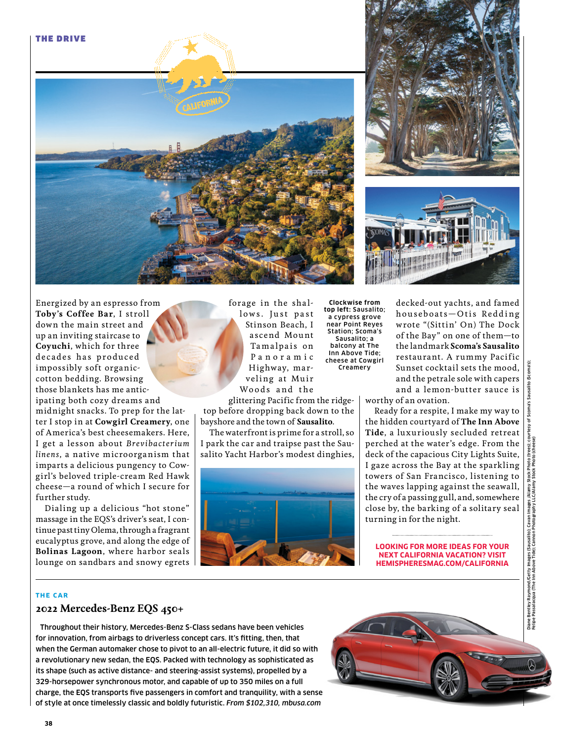Energized by an espresso from **Toby's Coffee Bar**, I stroll down the main street and up an inviting staircase to **Coyuchi**, which for three decades has produced impossibly soft organic-cotton bedding. Browsing those blankets has me anticipating both cozy dreams and midnight snacks. To prep for the latter I stop in at **Cowgirl Creamery**, one of America's best cheesemakers. Here, I get a lesson about *Brevibacterium linens*, a native microorganism that imparts a delicious pungency to Cowgirl's beloved triple-cream Red Hawk cheese—a round of which I secure for further study.

Dialing up a delicious "hot stone" massage in the EQS's driver's seat, I continue past tiny Olema, through a fragrant eucalyptus grove, and along the edge of **Bolinas Lagoon**, where harbor seals lounge on sandbars and snowy egrets forage in the shallows. Just past Stinson Beach, I ascend Mount Tamalpais on Panoramic Highway, marveling at Muir Woods and the glittering Pacific from the ridgetop before dropping back down to the bayshore and the town of **Sausalito**.

The waterfront is prime for a stroll, so I park the car and traipse past the Sausalito Yacht Harbor's modest dinghies, decked-out yachts, and famed houseboats—Otis Redding wrote "(Sittin' On) The Dock of the Bay" on one of them—to the landmark **Scoma's Sausalito** restaurant. A rummy Pacific Sunset cocktail sets the mood, and the petrale sole with capers and a lemon-butter sauce is worthy of an ovation.

Ready for a respite, I make my way to the hidden courtyard of **The Inn Above Tide**, a luxuriously secluded retreat perched at the water's edge. From the deck of the capacious City Lights Suite, I gaze across the Bay at the sparkling towers of San Francisco, listening to the waves lapping against the seawall, the cry of a passing gull, and, somewhere close by, the barking of a solitary seal turning in for the night.

**Clockwise from top left:** Sausalito; a cypress grove near Point Reyes Station; Scoma's Sausalito; a balcony at The Inn Above Tide; cheese at Cowgirl Creamery

**LOOKING FOR MORE IDEAS FOR YOUR NEXT CALIFORNIA VACATION? VISIT HEMISPHERESMAG.COM/CALIFORNIA**

Diane Bentley Raymond/Getty Images (Sausalito); Cavan Images /Alamy Stock Photo (trees); courtesy of Scoma's Sausalito (Scoma's); Felipe Passalacqua (The Inn Above Tide); Cannon Photography LLC/Alamy Stock Photo (cheese)

### THE CAR

## 2022 Mercedes-Benz EQS 450+

Throughout their history, Mercedes-Benz S-Class sedans have been vehicles for innovation, from airbags to driverless concept cars. It's fitting, then, that when the German automaker chose to pivot to an all-electric future, it did so with a revolutionary new sedan, the EQS. Packed with technology as sophisticated as its shape (such as active distance- and steering-assist systems), propelled by a 329-horsepower synchronous motor, and capable of up to 350 miles on a full charge, the EQS transports five passengers in comfort and tranquility, with a sense of style at once timelessly classic and boldly futuristic. *From $102,310, mbusa.com*